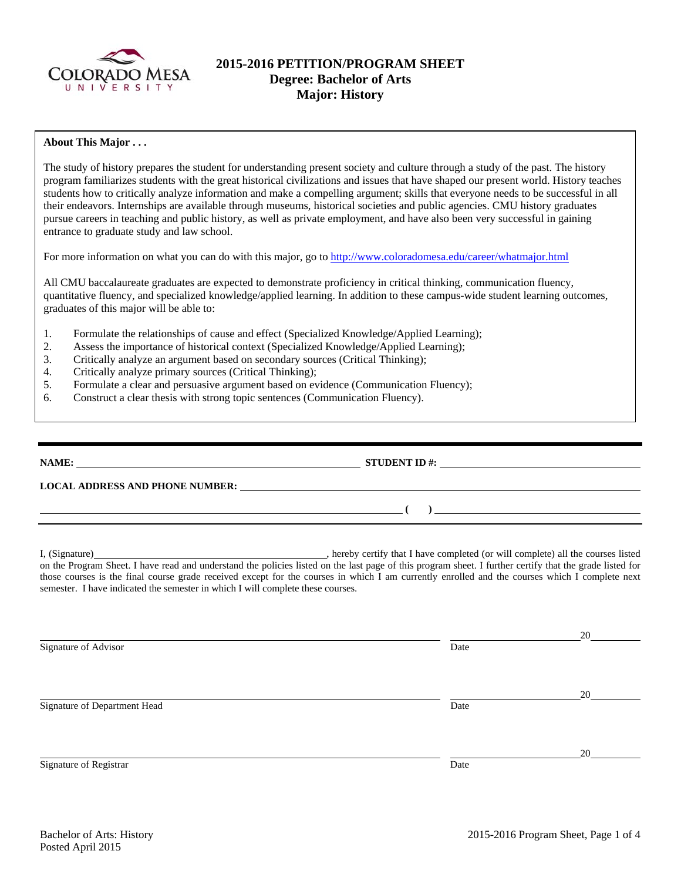# 2015-2016 PETITION/PROGRAM SHEET
## Degree: Bachelor of Arts
## Major: History

**About This Major . . .**

The study of history prepares the student for understanding present society and culture through a study of the past. The history program familiarizes students with the great historical civilizations and issues that have shaped our present world. History teaches students how to critically analyze information and make a compelling argument; skills that everyone needs to be successful in all their endeavors. Internships are available through museums, historical societies and public agencies. CMU history graduates pursue careers in teaching and public history, as well as private employment, and have also been very successful in gaining entrance to graduate study and law school.

For more information on what you can do with this major, go to http://www.coloradomesa.edu/career/whatmajor.html

All CMU baccalaureate graduates are expected to demonstrate proficiency in critical thinking, communication fluency, quantitative fluency, and specialized knowledge/applied learning. In addition to these campus-wide student learning outcomes, graduates of this major will be able to:

1. Formulate the relationships of cause and effect (Specialized Knowledge/Applied Learning);
2. Assess the importance of historical context (Specialized Knowledge/Applied Learning);
3. Critically analyze an argument based on secondary sources (Critical Thinking);
4. Critically analyze primary sources (Critical Thinking);
5. Formulate a clear and persuasive argument based on evidence (Communication Fluency);
6. Construct a clear thesis with strong topic sentences (Communication Fluency).

---

**NAME:** ______________________ **STUDENT ID #:** ______________________

**LOCAL ADDRESS AND PHONE NUMBER:** ______________________

______________________ **( )** ______________________

I, (Signature)______________________, hereby certify that I have completed (or will complete) all the courses listed on the Program Sheet. I have read and understand the policies listed on the last page of this program sheet. I further certify that the grade listed for those courses is the final course grade received except for the courses in which I am currently enrolled and the courses which I complete next semester. I have indicated the semester in which I will complete these courses.

______________________ ______________ 20______
Signature of Advisor Date

______________________ ______________ 20______
Signature of Department Head Date

______________________ ______________ 20______
Signature of Registrar Date

Bachelor of Arts: History
Posted April 2015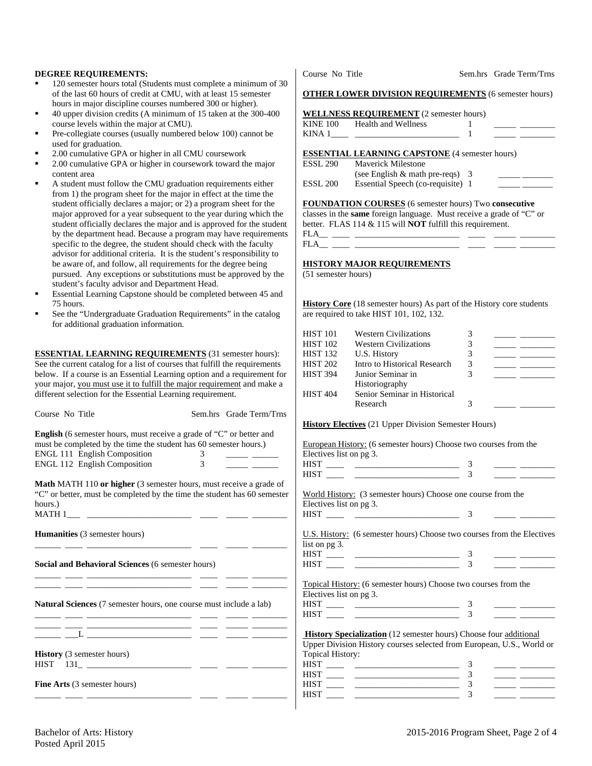**DEGREE REQUIREMENTS:**

- 120 semester hours total (Students must complete a minimum of 30 of the last 60 hours of credit at CMU, with at least 15 semester hours in major discipline courses numbered 300 or higher).
- 40 upper division credits (A minimum of 15 taken at the 300-400 course levels within the major at CMU).
- Pre-collegiate courses (usually numbered below 100) cannot be used for graduation.
- 2.00 cumulative GPA or higher in all CMU coursework
- 2.00 cumulative GPA or higher in coursework toward the major content area
- A student must follow the CMU graduation requirements either from 1) the program sheet for the major in effect at the time the student officially declares a major; or 2) a program sheet for the major approved for a year subsequent to the year during which the student officially declares the major and is approved for the student by the department head. Because a program may have requirements specific to the degree, the student should check with the faculty advisor for additional criteria. It is the student's responsibility to be aware of, and follow, all requirements for the degree being pursued. Any exceptions or substitutions must be approved by the student's faculty advisor and Department Head.
- Essential Learning Capstone should be completed between 45 and 75 hours.
- See the "Undergraduate Graduation Requirements" in the catalog for additional graduation information.

**ESSENTIAL LEARNING REQUIREMENTS** (31 semester hours): See the current catalog for a list of courses that fulfill the requirements below. If a course is an Essential Learning option and a requirement for your major, you must use it to fulfill the major requirement and make a different selection for the Essential Learning requirement.

Course No Title Sem.hrs Grade Term/Trns

**English** (6 semester hours, must receive a grade of "C" or better and must be completed by the time the student has 60 semester hours.)

| Course No | Title | Sem.hrs | Grade | Term/Trns |
|---|---|---|---|---|
| ENGL 111 | English Composition | 3 | _____ | ______ |
| ENGL 112 | English Composition | 3 | _____ | ______ |

**Math** MATH 110 **or higher** (3 semester hours, must receive a grade of "C" or better, must be completed by the time the student has 60 semester hours.)

MATH 1___ ________________________ ____ _____ ________

**Humanities** (3 semester hours)

______ ____ ________________________ ____ _____ ________

**Social and Behavioral Sciences** (6 semester hours)

______ ____ ________________________ ____ _____ ________
______ ____ ________________________ ____ _____ ________

**Natural Sciences** (7 semester hours, one course must include a lab)

______ ____ ________________________ ____ _____ ________
______ ____ ________________________ ____ _____ ________
______ ___L ________________________ ____ _____ ________

**History** (3 semester hours)

HIST 131_ ________________________ ____ _____ ________

**Fine Arts** (3 semester hours)

______ ____ ________________________ ____ _____ ________

Course No Title Sem.hrs Grade Term/Trns

**OTHER LOWER DIVISION REQUIREMENTS** (6 semester hours)

**WELLNESS REQUIREMENT** (2 semester hours)

| Course No | Title | Sem.hrs | Grade | Term/Trns |
|---|---|---|---|---|
| KINE 100 | Health and Wellness | 1 | _____ | ________ |
| KINA 1____ | ________________________ | 1 | _____ | ________ |

**ESSENTIAL LEARNING CAPSTONE** (4 semester hours)

| Course No | Title | Sem.hrs | Grade | Term/Trns |
|---|---|---|---|---|
| ESSL 290 | Maverick Milestone (see English & math pre-reqs) | 3 | _____ | _______ |
| ESSL 200 | Essential Speech (co-requisite) | 1 | _____ | _______ |

**FOUNDATION COURSES** (6 semester hours) Two **consecutive** classes in the **same** foreign language. Must receive a grade of "C" or better. FLAS 114 & 115 will **NOT** fulfill this requirement.

FLA__ ____ ________________________ ____ _____ ________
FLA__ ____ ________________________ ____ _____ ________

**HISTORY MAJOR REQUIREMENTS**

(51 semester hours)

**History Core** (18 semester hours) As part of the History core students are required to take HIST 101, 102, 132.

| Course No | Title | Sem.hrs | Grade | Term/Trns |
|---|---|---|---|---|
| HIST 101 | Western Civilizations | 3 | _____ | ________ |
| HIST 102 | Western Civilizations | 3 | _____ | ________ |
| HIST 132 | U.S. History | 3 | _____ | ________ |
| HIST 202 | Intro to Historical Research | 3 | _____ | ________ |
| HIST 394 | Junior Seminar in Historiography | 3 | _____ | ________ |
| HIST 404 | Senior Seminar in Historical Research | 3 | _____ | ________ |

**History Electives** (21 Upper Division Semester Hours)

European History: (6 semester hours) Choose two courses from the Electives list on pg 3.

HIST ____ ________________________ 3 _____ ________
HIST ____ ________________________ 3 _____ ________

World History: (3 semester hours) Choose one course from the Electives list on pg 3.

HIST ____ ________________________ 3 _____ ________

U.S. History: (6 semester hours) Choose two courses from the Electives list on pg 3.

HIST ____ ________________________ 3 _____ ________
HIST ____ ________________________ 3 _____ ________

Topical History: (6 semester hours) Choose two courses from the Electives list on pg 3.

HIST ____ ________________________ 3 _____ ________
HIST ____ ________________________ 3 _____ ________

**History Specialization** (12 semester hours) Choose four additional Upper Division History courses selected from European, U.S., World or Topical History:

HIST ____ ________________________ 3 _____ ________
HIST ____ ________________________ 3 _____ ________
HIST ____ ________________________ 3 _____ ________
HIST ____ ________________________ 3 _____ ________

Bachelor of Arts: History
Posted April 2015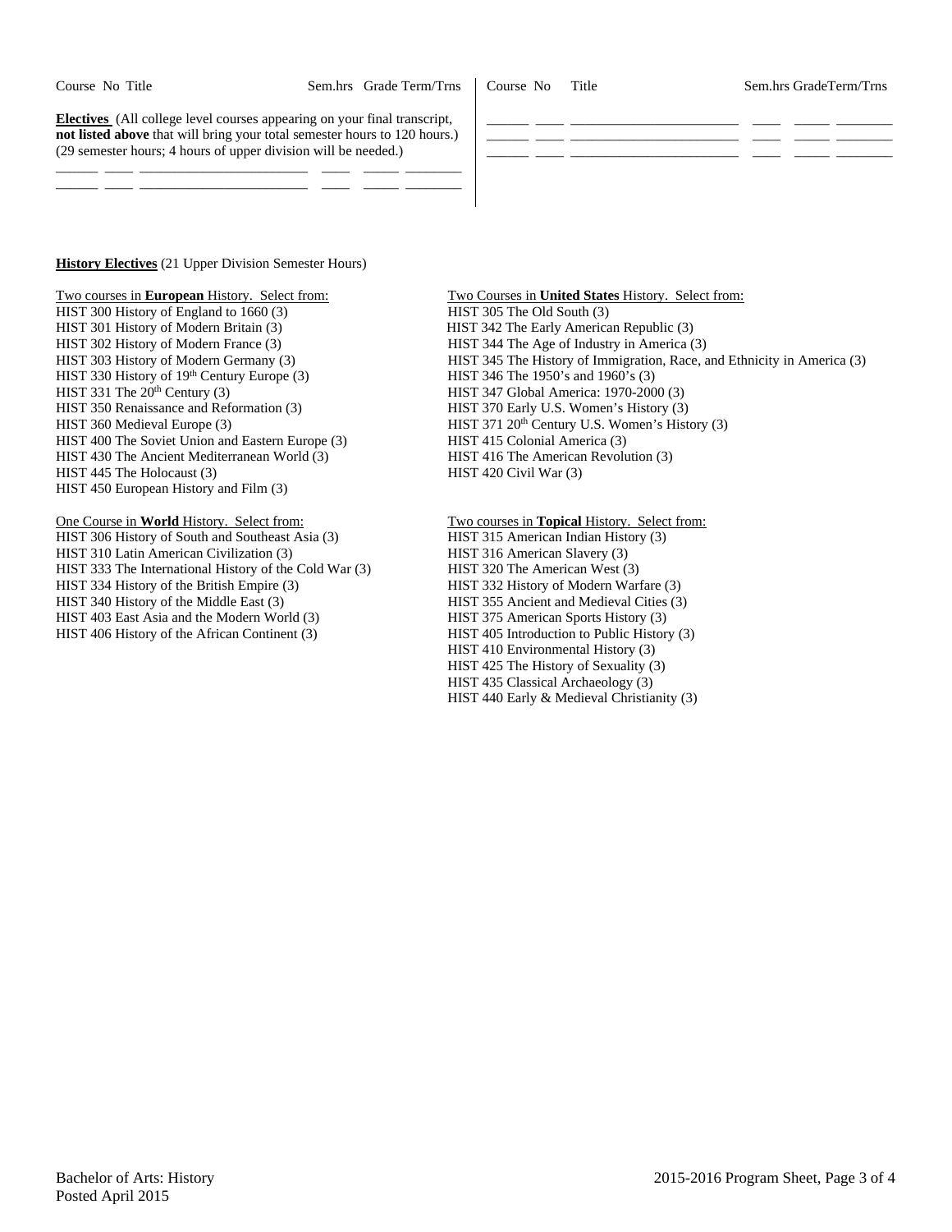| Course No | Title | Sem.hrs | Grade | Term/Trns | Course No | Title | Sem.hrs | Grade | Term/Trns |
|---|---|---|---|---|---|---|---|---|---|
| | | | | | | | | | |

**Electives** (All college level courses appearing on your final transcript, **not listed above** that will bring your total semester hours to 120 hours.) (29 semester hours; 4 hours of upper division will be needed.)

**History Electives** (21 Upper Division Semester Hours)

Two courses in **European** History. Select from:
HIST 300 History of England to 1660 (3)
HIST 301 History of Modern Britain (3)
HIST 302 History of Modern France (3)
HIST 303 History of Modern Germany (3)
HIST 330 History of 19th Century Europe (3)
HIST 331 The 20th Century (3)
HIST 350 Renaissance and Reformation (3)
HIST 360 Medieval Europe (3)
HIST 400 The Soviet Union and Eastern Europe (3)
HIST 430 The Ancient Mediterranean World (3)
HIST 445 The Holocaust (3)
HIST 450 European History and Film (3)

One Course in **World** History. Select from:
HIST 306 History of South and Southeast Asia (3)
HIST 310 Latin American Civilization (3)
HIST 333 The International History of the Cold War (3)
HIST 334 History of the British Empire (3)
HIST 340 History of the Middle East (3)
HIST 403 East Asia and the Modern World (3)
HIST 406 History of the African Continent (3)

Two Courses in **United States** History. Select from:
HIST 305 The Old South (3)
HIST 342 The Early American Republic (3)
HIST 344 The Age of Industry in America (3)
HIST 345 The History of Immigration, Race, and Ethnicity in America (3)
HIST 346 The 1950's and 1960's (3)
HIST 347 Global America: 1970-2000 (3)
HIST 370 Early U.S. Women's History (3)
HIST 371 20th Century U.S. Women's History (3)
HIST 415 Colonial America (3)
HIST 416 The American Revolution (3)
HIST 420 Civil War (3)

Two courses in **Topical** History. Select from:
HIST 315 American Indian History (3)
HIST 316 American Slavery (3)
HIST 320 The American West (3)
HIST 332 History of Modern Warfare (3)
HIST 355 Ancient and Medieval Cities (3)
HIST 375 American Sports History (3)
HIST 405 Introduction to Public History (3)
HIST 410 Environmental History (3)
HIST 425 The History of Sexuality (3)
HIST 435 Classical Archaeology (3)
HIST 440 Early & Medieval Christianity (3)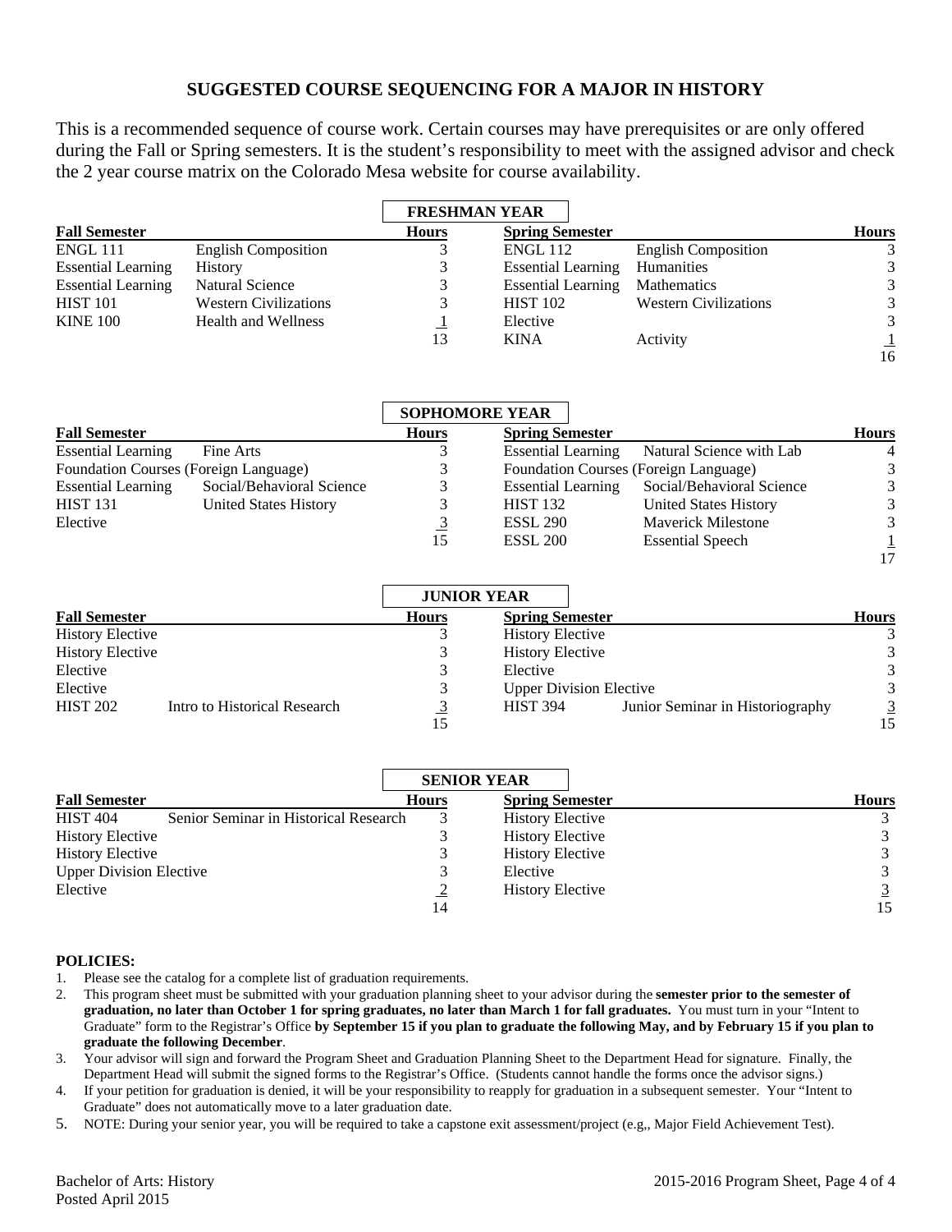# SUGGESTED COURSE SEQUENCING FOR A MAJOR IN HISTORY

This is a recommended sequence of course work. Certain courses may have prerequisites or are only offered during the Fall or Spring semesters. It is the student's responsibility to meet with the assigned advisor and check the 2 year course matrix on the Colorado Mesa website for course availability.

## FRESHMAN YEAR

| Fall Semester | | Hours | Spring Semester | | Hours |
|---|---|---|---|---|---|
| ENGL 111 | English Composition | 3 | ENGL 112 | English Composition | 3 |
| Essential Learning | History | 3 | Essential Learning | Humanities | 3 |
| Essential Learning | Natural Science | 3 | Essential Learning | Mathematics | 3 |
| HIST 101 | Western Civilizations | 3 | HIST 102 | Western Civilizations | 3 |
| KINE 100 | Health and Wellness | 1 | Elective | | 3 |
| | | 13 | KINA | Activity | 1 |
| | | | | | 16 |

## SOPHOMORE YEAR

| Fall Semester | | Hours | Spring Semester | | Hours |
|---|---|---|---|---|---|
| Essential Learning | Fine Arts | 3 | Essential Learning | Natural Science with Lab | 4 |
| Foundation Courses (Foreign Language) | | 3 | Foundation Courses (Foreign Language) | | 3 |
| Essential Learning | Social/Behavioral Science | 3 | Essential Learning | Social/Behavioral Science | 3 |
| HIST 131 | United States History | 3 | HIST 132 | United States History | 3 |
| Elective | | 3 | ESSL 290 | Maverick Milestone | 3 |
| | | 15 | ESSL 200 | Essential Speech | 1 |
| | | | | | 17 |

## JUNIOR YEAR

| Fall Semester | | Hours | Spring Semester | | Hours |
|---|---|---|---|---|---|
| History Elective | | 3 | History Elective | | 3 |
| History Elective | | 3 | History Elective | | 3 |
| Elective | | 3 | Elective | | 3 |
| Elective | | 3 | Upper Division Elective | | 3 |
| HIST 202 | Intro to Historical Research | 3 | HIST 394 | Junior Seminar in Historiography | 3 |
| | | 15 | | | 15 |

## SENIOR YEAR

| Fall Semester | | Hours | Spring Semester | | Hours |
|---|---|---|---|---|---|
| HIST 404 | Senior Seminar in Historical Research | 3 | History Elective | | 3 |
| History Elective | | 3 | History Elective | | 3 |
| History Elective | | 3 | History Elective | | 3 |
| Upper Division Elective | | 3 | Elective | | 3 |
| Elective | | 2 | History Elective | | 3 |
| | | 14 | | | 15 |

**POLICIES:**

1. Please see the catalog for a complete list of graduation requirements.
2. This program sheet must be submitted with your graduation planning sheet to your advisor during the **semester prior to the semester of graduation, no later than October 1 for spring graduates, no later than March 1 for fall graduates.** You must turn in your "Intent to Graduate" form to the Registrar's Office **by September 15 if you plan to graduate the following May, and by February 15 if you plan to graduate the following December**.
3. Your advisor will sign and forward the Program Sheet and Graduation Planning Sheet to the Department Head for signature. Finally, the Department Head will submit the signed forms to the Registrar's Office. (Students cannot handle the forms once the advisor signs.)
4. If your petition for graduation is denied, it will be your responsibility to reapply for graduation in a subsequent semester. Your "Intent to Graduate" does not automatically move to a later graduation date.
5. NOTE: During your senior year, you will be required to take a capstone exit assessment/project (e.g,, Major Field Achievement Test).

Bachelor of Arts: History
Posted April 2015